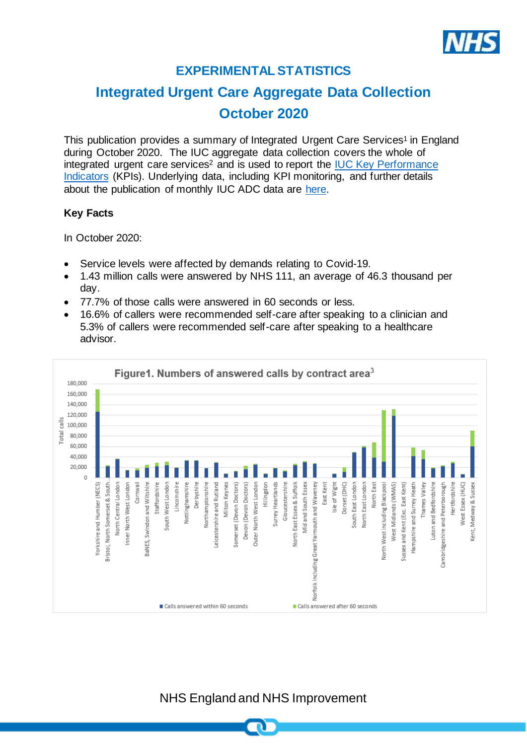# EXPERIMENTAL STATISTICS

## Integrated Urgent Care Aggregate Data Collection

## October 2020

This publication provides a summary of Integrated Urgent Care Services[1] in England during October 2020. The IUC aggregate data collection covers the whole of integrated urgent care services[2] and is used to report the IUC Key Performance Indicators (KPIs). Underlying data, including KPI monitoring, and further details about the publication of monthly IUC ADC data are here.

### Key Facts

In October 2020:

- Service levels were affected by demands relating to Covid-19.
- 1.43 million calls were answered by NHS 111, an average of 46.3 thousand per day.
- 77.7% of those calls were answered in 60 seconds or less.
- 16.6% of callers were recommended self-care after speaking to a clinician and 5.3% of callers were recommended self-care after speaking to a healthcare advisor.

Figure1. Numbers of answered calls by contract area[3]

NHS England and NHS Improvement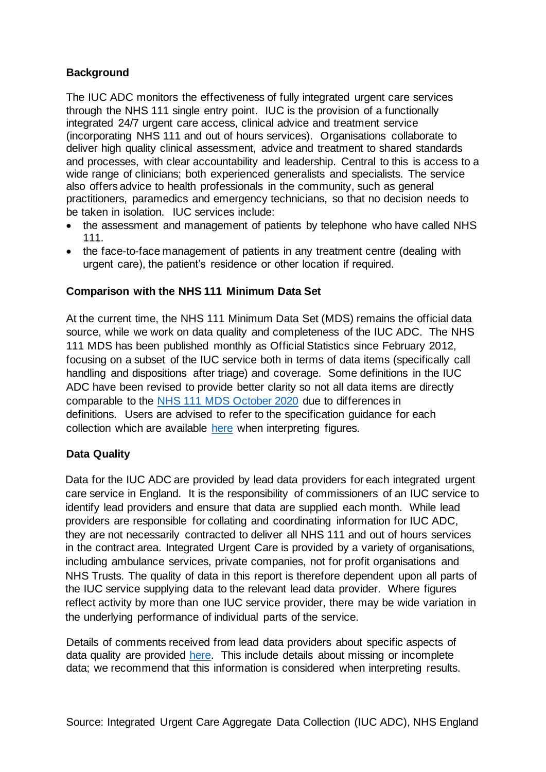**Background**

The IUC ADC monitors the effectiveness of fully integrated urgent care services through the NHS 111 single entry point. IUC is the provision of a functionally integrated 24/7 urgent care access, clinical advice and treatment service (incorporating NHS 111 and out of hours services). Organisations collaborate to deliver high quality clinical assessment, advice and treatment to shared standards and processes, with clear accountability and leadership. Central to this is access to a wide range of clinicians; both experienced generalists and specialists. The service also offers advice to health professionals in the community, such as general practitioners, paramedics and emergency technicians, so that no decision needs to be taken in isolation. IUC services include:

- the assessment and management of patients by telephone who have called NHS 111.
- the face-to-face management of patients in any treatment centre (dealing with urgent care), the patient's residence or other location if required.

**Comparison with the NHS 111 Minimum Data Set**

At the current time, the NHS 111 Minimum Data Set (MDS) remains the official data source, while we work on data quality and completeness of the IUC ADC. The NHS 111 MDS has been published monthly as Official Statistics since February 2012, focusing on a subset of the IUC service both in terms of data items (specifically call handling and dispositions after triage) and coverage. Some definitions in the IUC ADC have been revised to provide better clarity so not all data items are directly comparable to the NHS 111 MDS October 2020 due to differences in definitions. Users are advised to refer to the specification guidance for each collection which are available here when interpreting figures.

**Data Quality**

Data for the IUC ADC are provided by lead data providers for each integrated urgent care service in England. It is the responsibility of commissioners of an IUC service to identify lead providers and ensure that data are supplied each month. While lead providers are responsible for collating and coordinating information for IUC ADC, they are not necessarily contracted to deliver all NHS 111 and out of hours services in the contract area. Integrated Urgent Care is provided by a variety of organisations, including ambulance services, private companies, not for profit organisations and NHS Trusts. The quality of data in this report is therefore dependent upon all parts of the IUC service supplying data to the relevant lead data provider. Where figures reflect activity by more than one IUC service provider, there may be wide variation in the underlying performance of individual parts of the service.

Details of comments received from lead data providers about specific aspects of data quality are provided here. This include details about missing or incomplete data; we recommend that this information is considered when interpreting results.

Source: Integrated Urgent Care Aggregate Data Collection (IUC ADC), NHS England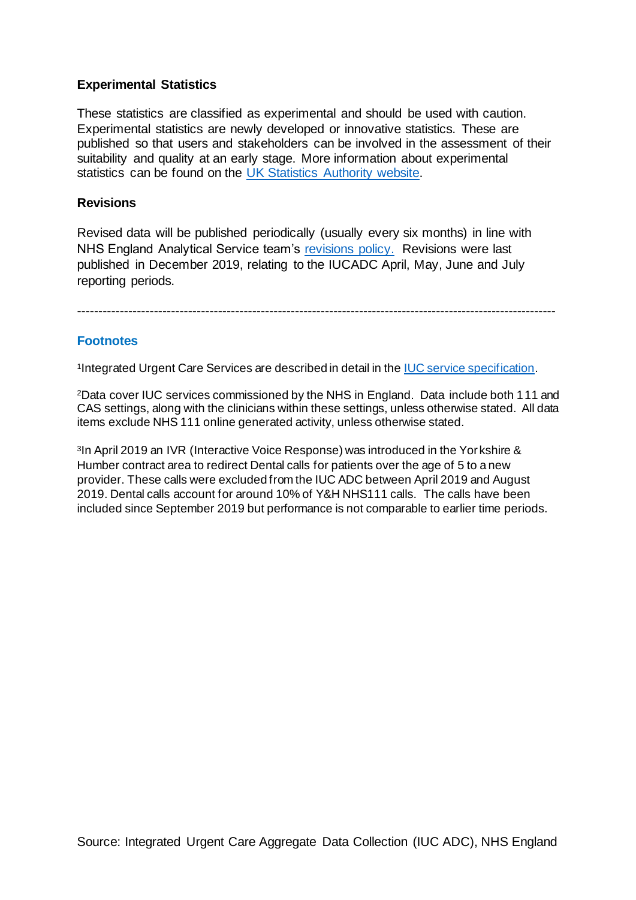**Experimental Statistics**

These statistics are classified as experimental and should be used with caution. Experimental statistics are newly developed or innovative statistics. These are published so that users and stakeholders can be involved in the assessment of their suitability and quality at an early stage. More information about experimental statistics can be found on the [UK Statistics Authority website](#).

**Revisions**

Revised data will be published periodically (usually every six months) in line with NHS England Analytical Service team's [revisions policy.](#) Revisions were last published in December 2019, relating to the IUCADC April, May, June and July reporting periods.

---

## Footnotes

[1]Integrated Urgent Care Services are described in detail in the [IUC service specification](#).

[2]Data cover IUC services commissioned by the NHS in England. Data include both 111 and CAS settings, along with the clinicians within these settings, unless otherwise stated. All data items exclude NHS 111 online generated activity, unless otherwise stated.

[3]In April 2019 an IVR (Interactive Voice Response) was introduced in the Yorkshire & Humber contract area to redirect Dental calls for patients over the age of 5 to a new provider. These calls were excluded from the IUC ADC between April 2019 and August 2019. Dental calls account for around 10% of Y&H NHS111 calls. The calls have been included since September 2019 but performance is not comparable to earlier time periods.

Source: Integrated Urgent Care Aggregate Data Collection (IUC ADC), NHS England